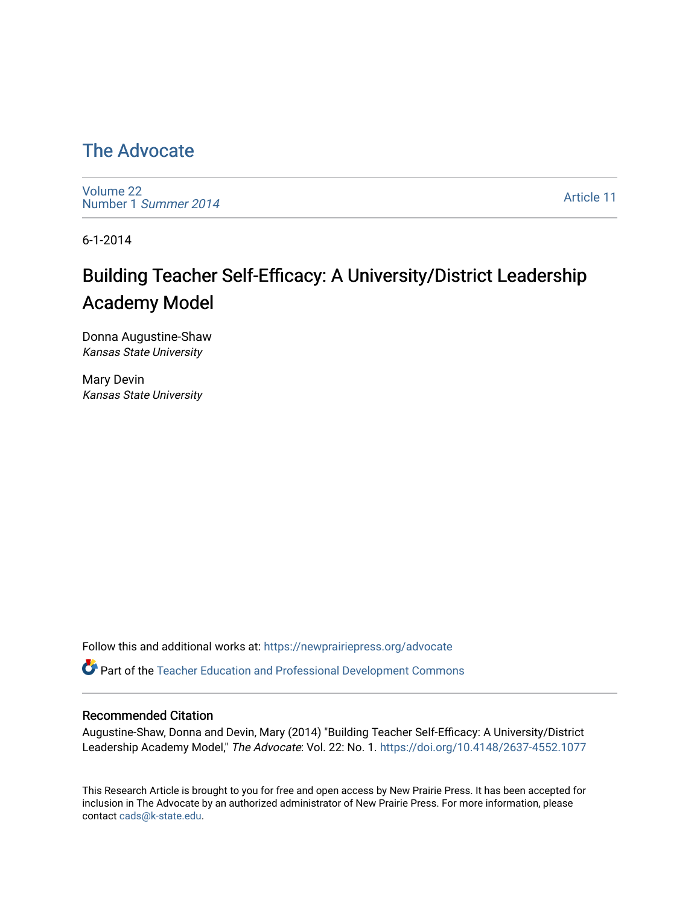# The Advocate

Volume 22
Number 1 *Summer 2014*

Article 11

6-1-2014

## Building Teacher Self-Efficacy: A University/District Leadership Academy Model

Donna Augustine-Shaw
*Kansas State University*

Mary Devin
*Kansas State University*

Follow this and additional works at: https://newprairiepress.org/advocate

Part of the Teacher Education and Professional Development Commons

### Recommended Citation

Augustine-Shaw, Donna and Devin, Mary (2014) "Building Teacher Self-Efficacy: A University/District Leadership Academy Model," *The Advocate*: Vol. 22: No. 1. https://doi.org/10.4148/2637-4552.1077

This Research Article is brought to you for free and open access by New Prairie Press. It has been accepted for inclusion in The Advocate by an authorized administrator of New Prairie Press. For more information, please contact cads@k-state.edu.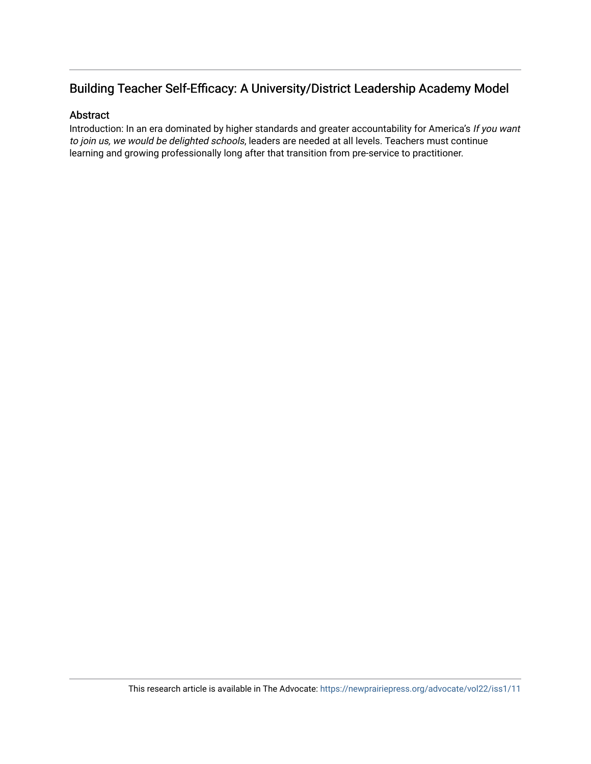## Building Teacher Self-Efficacy: A University/District Leadership Academy Model

### Abstract

Introduction: In an era dominated by higher standards and greater accountability for America's *If you want to join us, we would be delighted schools*, leaders are needed at all levels. Teachers must continue learning and growing professionally long after that transition from pre-service to practitioner.

This research article is available in The Advocate: https://newprairiepress.org/advocate/vol22/iss1/11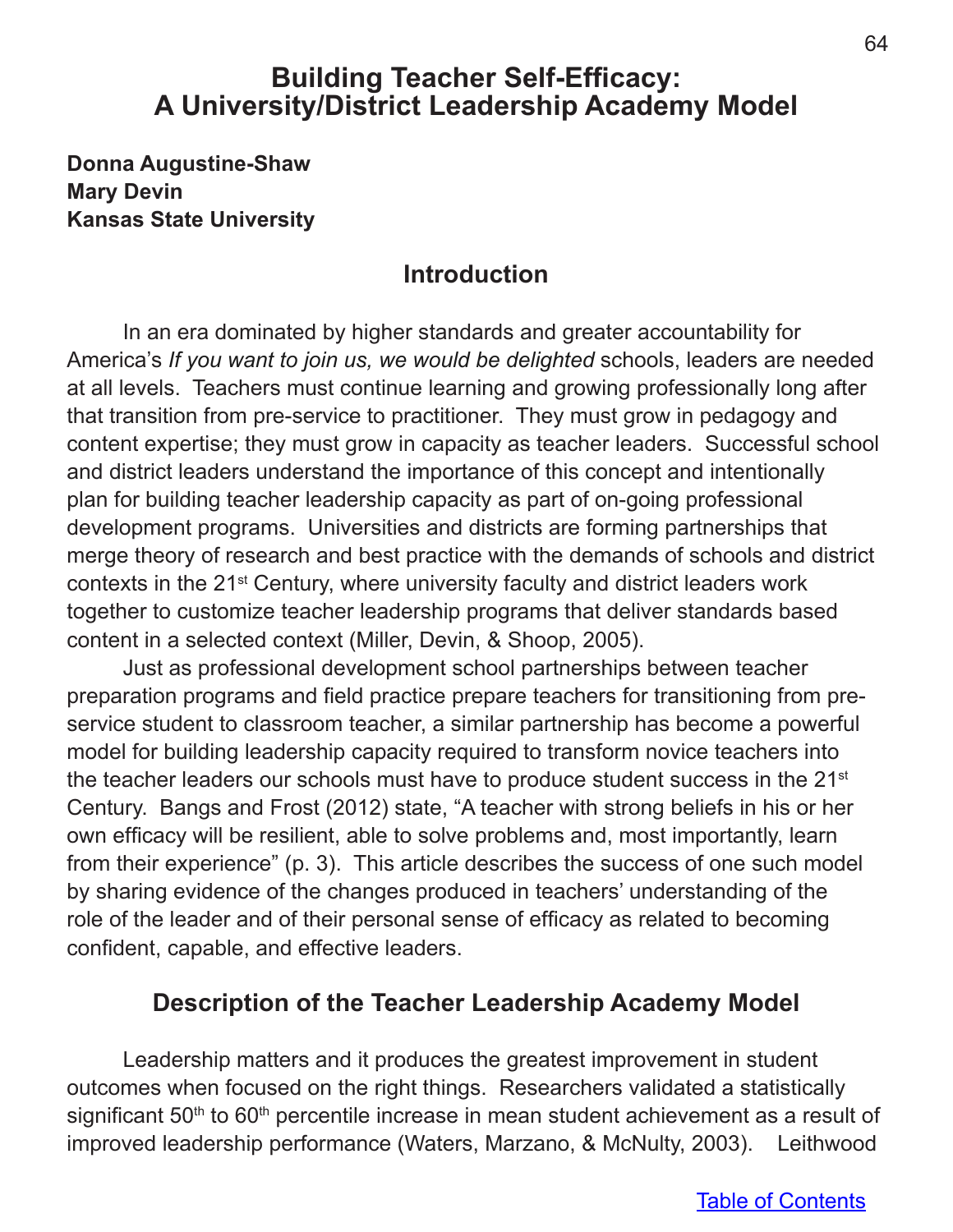# Building Teacher Self-Efficacy: A University/District Leadership Academy Model

**Donna Augustine-Shaw**
**Mary Devin**
**Kansas State University**

## Introduction

In an era dominated by higher standards and greater accountability for America's *If you want to join us, we would be delighted* schools, leaders are needed at all levels. Teachers must continue learning and growing professionally long after that transition from pre-service to practitioner. They must grow in pedagogy and content expertise; they must grow in capacity as teacher leaders. Successful school and district leaders understand the importance of this concept and intentionally plan for building teacher leadership capacity as part of on-going professional development programs. Universities and districts are forming partnerships that merge theory of research and best practice with the demands of schools and district contexts in the 21st Century, where university faculty and district leaders work together to customize teacher leadership programs that deliver standards based content in a selected context (Miller, Devin, & Shoop, 2005).

Just as professional development school partnerships between teacher preparation programs and field practice prepare teachers for transitioning from pre-service student to classroom teacher, a similar partnership has become a powerful model for building leadership capacity required to transform novice teachers into the teacher leaders our schools must have to produce student success in the 21st Century. Bangs and Frost (2012) state, "A teacher with strong beliefs in his or her own efficacy will be resilient, able to solve problems and, most importantly, learn from their experience" (p. 3). This article describes the success of one such model by sharing evidence of the changes produced in teachers' understanding of the role of the leader and of their personal sense of efficacy as related to becoming confident, capable, and effective leaders.

## Description of the Teacher Leadership Academy Model

Leadership matters and it produces the greatest improvement in student outcomes when focused on the right things. Researchers validated a statistically significant 50th to 60th percentile increase in mean student achievement as a result of improved leadership performance (Waters, Marzano, & McNulty, 2003). Leithwood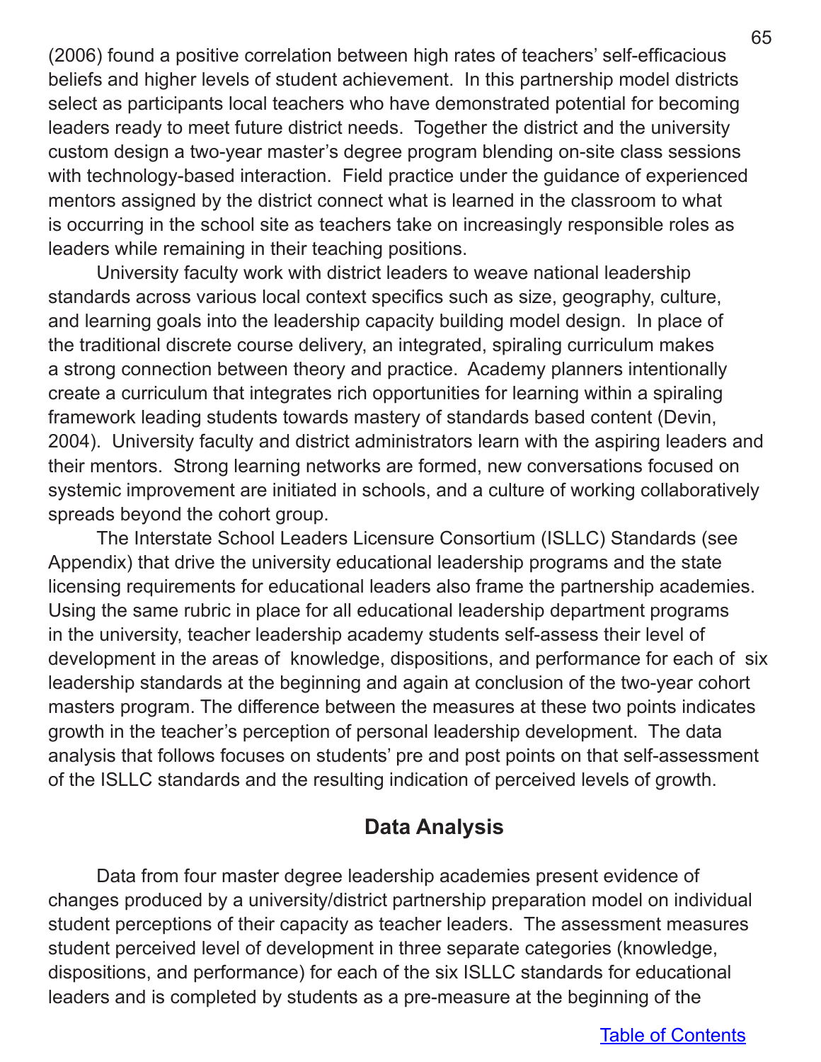(2006) found a positive correlation between high rates of teachers' self-efficacious beliefs and higher levels of student achievement. In this partnership model districts select as participants local teachers who have demonstrated potential for becoming leaders ready to meet future district needs. Together the district and the university custom design a two-year master's degree program blending on-site class sessions with technology-based interaction. Field practice under the guidance of experienced mentors assigned by the district connect what is learned in the classroom to what is occurring in the school site as teachers take on increasingly responsible roles as leaders while remaining in their teaching positions.

University faculty work with district leaders to weave national leadership standards across various local context specifics such as size, geography, culture, and learning goals into the leadership capacity building model design. In place of the traditional discrete course delivery, an integrated, spiraling curriculum makes a strong connection between theory and practice. Academy planners intentionally create a curriculum that integrates rich opportunities for learning within a spiraling framework leading students towards mastery of standards based content (Devin, 2004). University faculty and district administrators learn with the aspiring leaders and their mentors. Strong learning networks are formed, new conversations focused on systemic improvement are initiated in schools, and a culture of working collaboratively spreads beyond the cohort group.

The Interstate School Leaders Licensure Consortium (ISLLC) Standards (see Appendix) that drive the university educational leadership programs and the state licensing requirements for educational leaders also frame the partnership academies. Using the same rubric in place for all educational leadership department programs in the university, teacher leadership academy students self-assess their level of development in the areas of knowledge, dispositions, and performance for each of six leadership standards at the beginning and again at conclusion of the two-year cohort masters program. The difference between the measures at these two points indicates growth in the teacher's perception of personal leadership development. The data analysis that follows focuses on students' pre and post points on that self-assessment of the ISLLC standards and the resulting indication of perceived levels of growth.

## Data Analysis

Data from four master degree leadership academies present evidence of changes produced by a university/district partnership preparation model on individual student perceptions of their capacity as teacher leaders. The assessment measures student perceived level of development in three separate categories (knowledge, dispositions, and performance) for each of the six ISLLC standards for educational leaders and is completed by students as a pre-measure at the beginning of the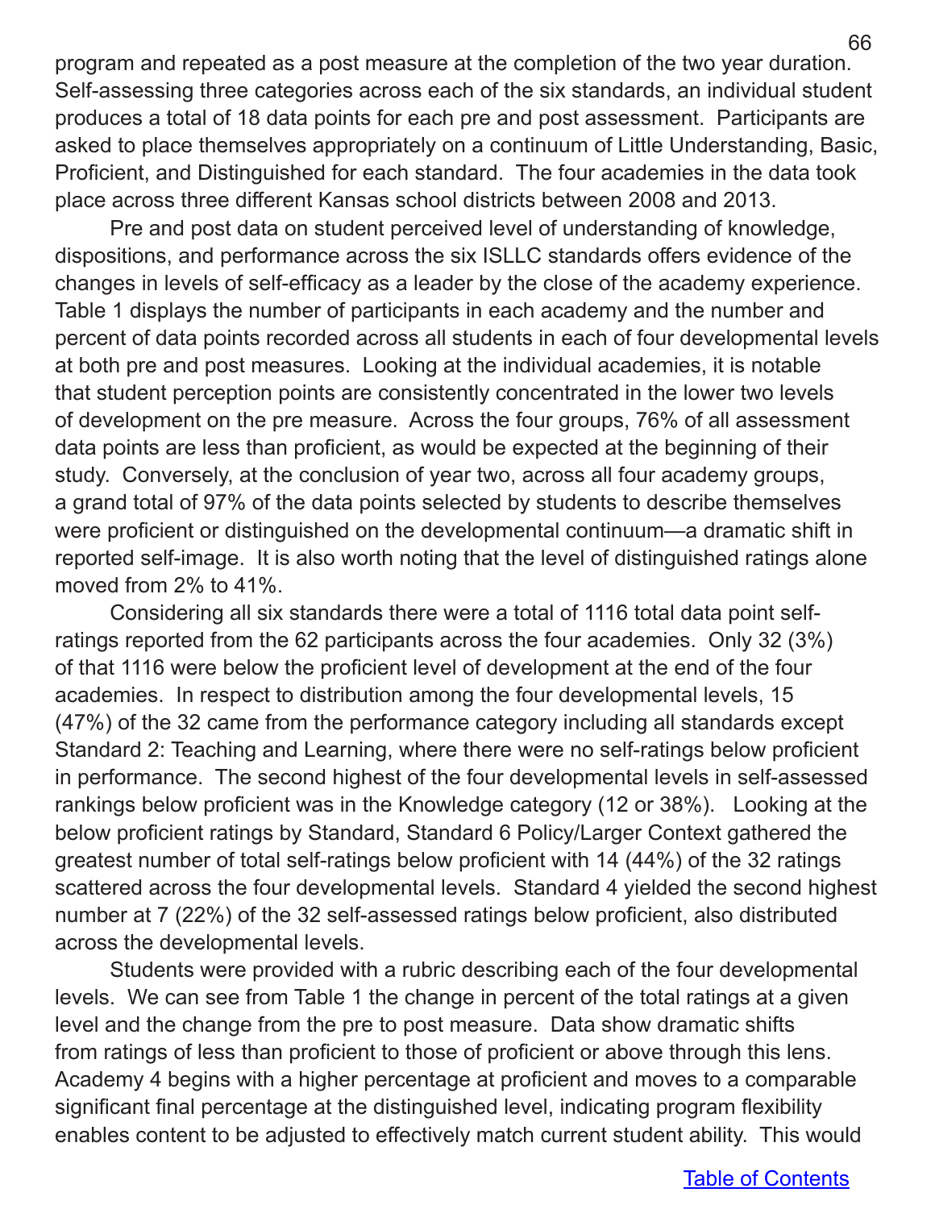program and repeated as a post measure at the completion of the two year duration. Self-assessing three categories across each of the six standards, an individual student produces a total of 18 data points for each pre and post assessment. Participants are asked to place themselves appropriately on a continuum of Little Understanding, Basic, Proficient, and Distinguished for each standard. The four academies in the data took place across three different Kansas school districts between 2008 and 2013.

Pre and post data on student perceived level of understanding of knowledge, dispositions, and performance across the six ISLLC standards offers evidence of the changes in levels of self-efficacy as a leader by the close of the academy experience. Table 1 displays the number of participants in each academy and the number and percent of data points recorded across all students in each of four developmental levels at both pre and post measures. Looking at the individual academies, it is notable that student perception points are consistently concentrated in the lower two levels of development on the pre measure. Across the four groups, 76% of all assessment data points are less than proficient, as would be expected at the beginning of their study. Conversely, at the conclusion of year two, across all four academy groups, a grand total of 97% of the data points selected by students to describe themselves were proficient or distinguished on the developmental continuum—a dramatic shift in reported self-image. It is also worth noting that the level of distinguished ratings alone moved from 2% to 41%.

Considering all six standards there were a total of 1116 total data point self-ratings reported from the 62 participants across the four academies. Only 32 (3%) of that 1116 were below the proficient level of development at the end of the four academies. In respect to distribution among the four developmental levels, 15 (47%) of the 32 came from the performance category including all standards except Standard 2: Teaching and Learning, where there were no self-ratings below proficient in performance. The second highest of the four developmental levels in self-assessed rankings below proficient was in the Knowledge category (12 or 38%). Looking at the below proficient ratings by Standard, Standard 6 Policy/Larger Context gathered the greatest number of total self-ratings below proficient with 14 (44%) of the 32 ratings scattered across the four developmental levels. Standard 4 yielded the second highest number at 7 (22%) of the 32 self-assessed ratings below proficient, also distributed across the developmental levels.

Students were provided with a rubric describing each of the four developmental levels. We can see from Table 1 the change in percent of the total ratings at a given level and the change from the pre to post measure. Data show dramatic shifts from ratings of less than proficient to those of proficient or above through this lens. Academy 4 begins with a higher percentage at proficient and moves to a comparable significant final percentage at the distinguished level, indicating program flexibility enables content to be adjusted to effectively match current student ability. This would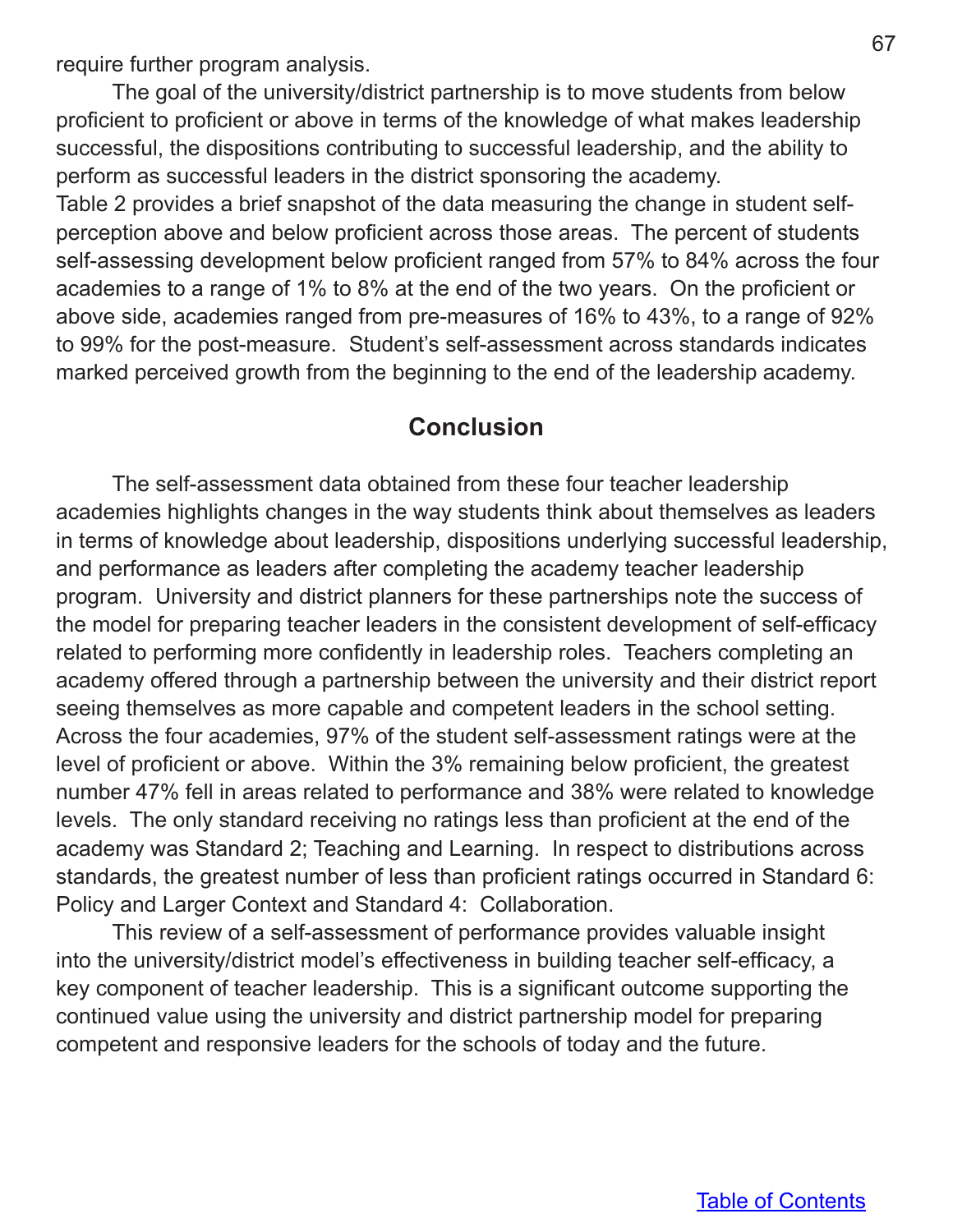require further program analysis.

The goal of the university/district partnership is to move students from below proficient to proficient or above in terms of the knowledge of what makes leadership successful, the dispositions contributing to successful leadership, and the ability to perform as successful leaders in the district sponsoring the academy.
Table 2 provides a brief snapshot of the data measuring the change in student self-perception above and below proficient across those areas. The percent of students self-assessing development below proficient ranged from 57% to 84% across the four academies to a range of 1% to 8% at the end of the two years. On the proficient or above side, academies ranged from pre-measures of 16% to 43%, to a range of 92% to 99% for the post-measure. Student's self-assessment across standards indicates marked perceived growth from the beginning to the end of the leadership academy.

## Conclusion

The self-assessment data obtained from these four teacher leadership academies highlights changes in the way students think about themselves as leaders in terms of knowledge about leadership, dispositions underlying successful leadership, and performance as leaders after completing the academy teacher leadership program. University and district planners for these partnerships note the success of the model for preparing teacher leaders in the consistent development of self-efficacy related to performing more confidently in leadership roles. Teachers completing an academy offered through a partnership between the university and their district report seeing themselves as more capable and competent leaders in the school setting. Across the four academies, 97% of the student self-assessment ratings were at the level of proficient or above. Within the 3% remaining below proficient, the greatest number 47% fell in areas related to performance and 38% were related to knowledge levels. The only standard receiving no ratings less than proficient at the end of the academy was Standard 2; Teaching and Learning. In respect to distributions across standards, the greatest number of less than proficient ratings occurred in Standard 6: Policy and Larger Context and Standard 4: Collaboration.

This review of a self-assessment of performance provides valuable insight into the university/district model's effectiveness in building teacher self-efficacy, a key component of teacher leadership. This is a significant outcome supporting the continued value using the university and district partnership model for preparing competent and responsive leaders for the schools of today and the future.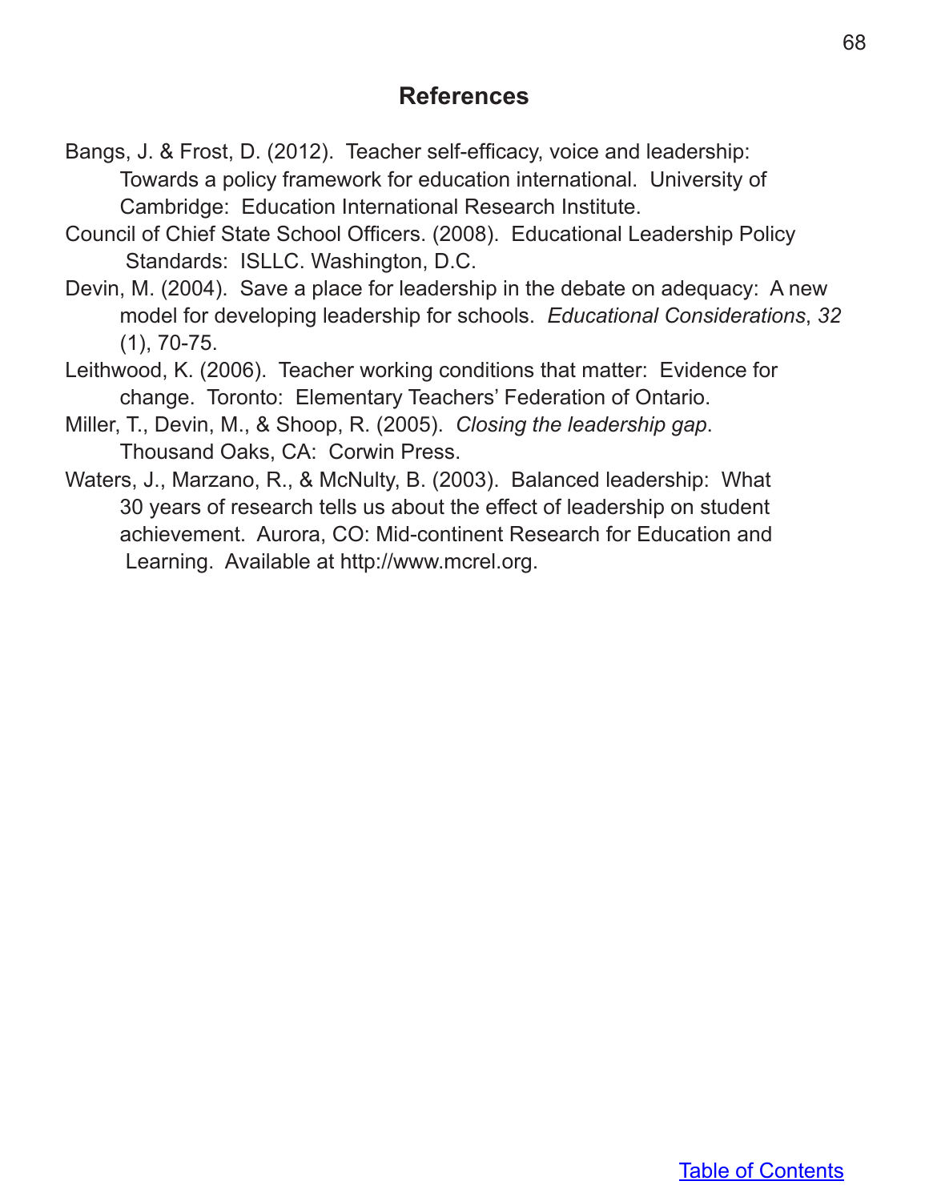## References

Bangs, J. & Frost, D. (2012). Teacher self-efficacy, voice and leadership: Towards a policy framework for education international. University of Cambridge: Education International Research Institute.

Council of Chief State School Officers. (2008). Educational Leadership Policy Standards: ISLLC. Washington, D.C.

Devin, M. (2004). Save a place for leadership in the debate on adequacy: A new model for developing leadership for schools. *Educational Considerations*, *32* (1), 70-75.

Leithwood, K. (2006). Teacher working conditions that matter: Evidence for change. Toronto: Elementary Teachers' Federation of Ontario.

Miller, T., Devin, M., & Shoop, R. (2005). *Closing the leadership gap*. Thousand Oaks, CA: Corwin Press.

Waters, J., Marzano, R., & McNulty, B. (2003). Balanced leadership: What 30 years of research tells us about the effect of leadership on student achievement. Aurora, CO: Mid-continent Research for Education and Learning. Available at http://www.mcrel.org.

Table of Contents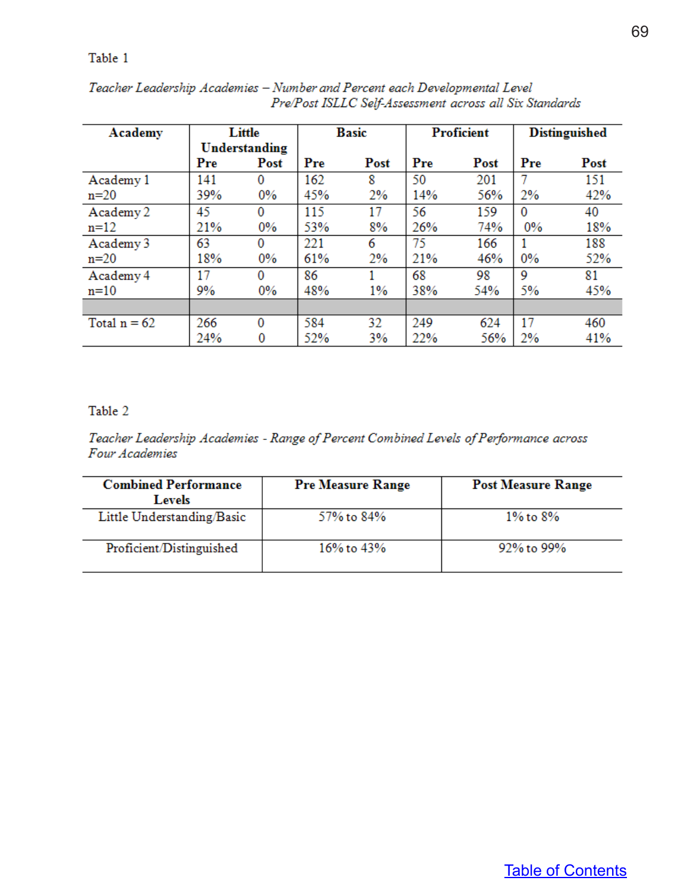Table 1

*Teacher Leadership Academies – Number and Percent each Developmental Level Pre/Post ISLLC Self-Assessment across all Six Standards*

| Academy | Little Understanding | | Basic | | Proficient | | Distinguished | |
|---|---|---|---|---|---|---|---|---|
| | Pre | Post | Pre | Post | Pre | Post | Pre | Post |
| Academy 1<br>n=20 | 141<br>39% | 0<br>0% | 162<br>45% | 8<br>2% | 50<br>14% | 201<br>56% | 7<br>2% | 151<br>42% |
| Academy 2<br>n=12 | 45<br>21% | 0<br>0% | 115<br>53% | 17<br>8% | 56<br>26% | 159<br>74% | 0<br>0% | 40<br>18% |
| Academy 3<br>n=20 | 63<br>18% | 0<br>0% | 221<br>61% | 6<br>2% | 75<br>21% | 166<br>46% | 1<br>0% | 188<br>52% |
| Academy 4<br>n=10 | 17<br>9% | 0<br>0% | 86<br>48% | 1<br>1% | 68<br>38% | 98<br>54% | 9<br>5% | 81<br>45% |
| | | | | | | | | |
| Total n = 62 | 266<br>24% | 0<br>0 | 584<br>52% | 32<br>3% | 249<br>22% | 624<br>56% | 17<br>2% | 460<br>41% |

Table 2

*Teacher Leadership Academies - Range of Percent Combined Levels of Performance across Four Academies*

| Combined Performance Levels | Pre Measure Range | Post Measure Range |
|---|---|---|
| Little Understanding/Basic | 57% to 84% | 1% to 8% |
| Proficient/Distinguished | 16% to 43% | 92% to 99% |

Table of Contents